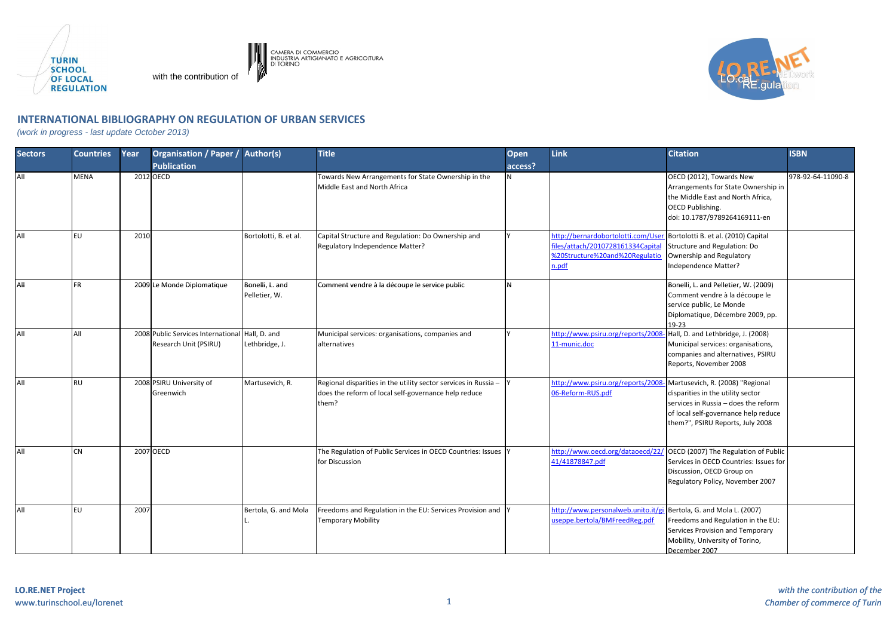TURIN SCHOOL OF LOCAL REGULATION

with the contribution of CAMERA DI COMMERCIO INDUSTRIA ARTIGIANATO E AGRICOLTURA DI TORINO

LO.RE.NET LO.cal RE.gulation NET.work

## INTERNATIONAL BIBLIOGRAPHY ON REGULATION OF URBAN SERVICES

*(work in progress - last update October 2013)*

| Sectors | Countries | Year | Organisation / Paper / Publication | Author(s) | Title | Open access? | Link | Citation | ISBN |
|---|---|---|---|---|---|---|---|---|---|
| All | MENA | 2012 | OECD | | Towards New Arrangements for State Ownership in the Middle East and North Africa | N | | OECD (2012), Towards New Arrangements for State Ownership in the Middle East and North Africa, OECD Publishing. doi: 10.1787/9789264169111-en | 978-92-64-11090-8 |
| All | EU | 2010 | | Bortolotti, B. et al. | Capital Structure and Regulation: Do Ownership and Regulatory Independence Matter? | Y | http://bernardobortolotti.com/Userfiles/attach/2010728161334Capital%20Structure%20and%20Regulation.pdf | Bortolotti B. et al. (2010) Capital Structure and Regulation: Do Ownership and Regulatory Independence Matter? | |
| All | FR | 2009 | Le Monde Diplomatique | Bonelli, L. and Pelletier, W. | Comment vendre à la découpe le service public | N | | Bonelli, L. and Pelletier, W. (2009) Comment vendre à la découpe le service public, Le Monde Diplomatique, Décembre 2009, pp. 19-23 | |
| All | All | 2008 | Public Services International Research Unit (PSIRU) | Hall, D. and Lethbridge, J. | Municipal services: organisations, companies and alternatives | Y | http://www.psiru.org/reports/2008-11-munic.doc | Hall, D. and Lethbridge, J. (2008) Municipal services: organisations, companies and alternatives, PSIRU Reports, November 2008 | |
| All | RU | 2008 | PSIRU University of Greenwich | Martusevich, R. | Regional disparities in the utility sector services in Russia – does the reform of local self-governance help reduce them? | Y | http://www.psiru.org/reports/2008-06-Reform-RUS.pdf | Martusevich, R. (2008) "Regional disparities in the utility sector services in Russia – does the reform of local self-governance help reduce them?", PSIRU Reports, July 2008 | |
| All | CN | 2007 | OECD | | The Regulation of Public Services in OECD Countries: Issues for Discussion | Y | http://www.oecd.org/dataoecd/22/41/41878847.pdf | OECD (2007) The Regulation of Public Services in OECD Countries: Issues for Discussion, OECD Group on Regulatory Policy, November 2007 | |
| All | EU | 2007 | | Bertola, G. and Mola L. | Freedoms and Regulation in the EU: Services Provision and Temporary Mobility | Y | http://www.personalweb.unito.it/giuseppe.bertola/BMFreedReg.pdf | Bertola, G. and Mola L. (2007) Freedoms and Regulation in the EU: Services Provision and Temporary Mobility, University of Torino, December 2007 | |

**LO.RE.NET Project**
www.turinschool.eu/lorenet

*with the contribution of the Chamber of commerce of Turin*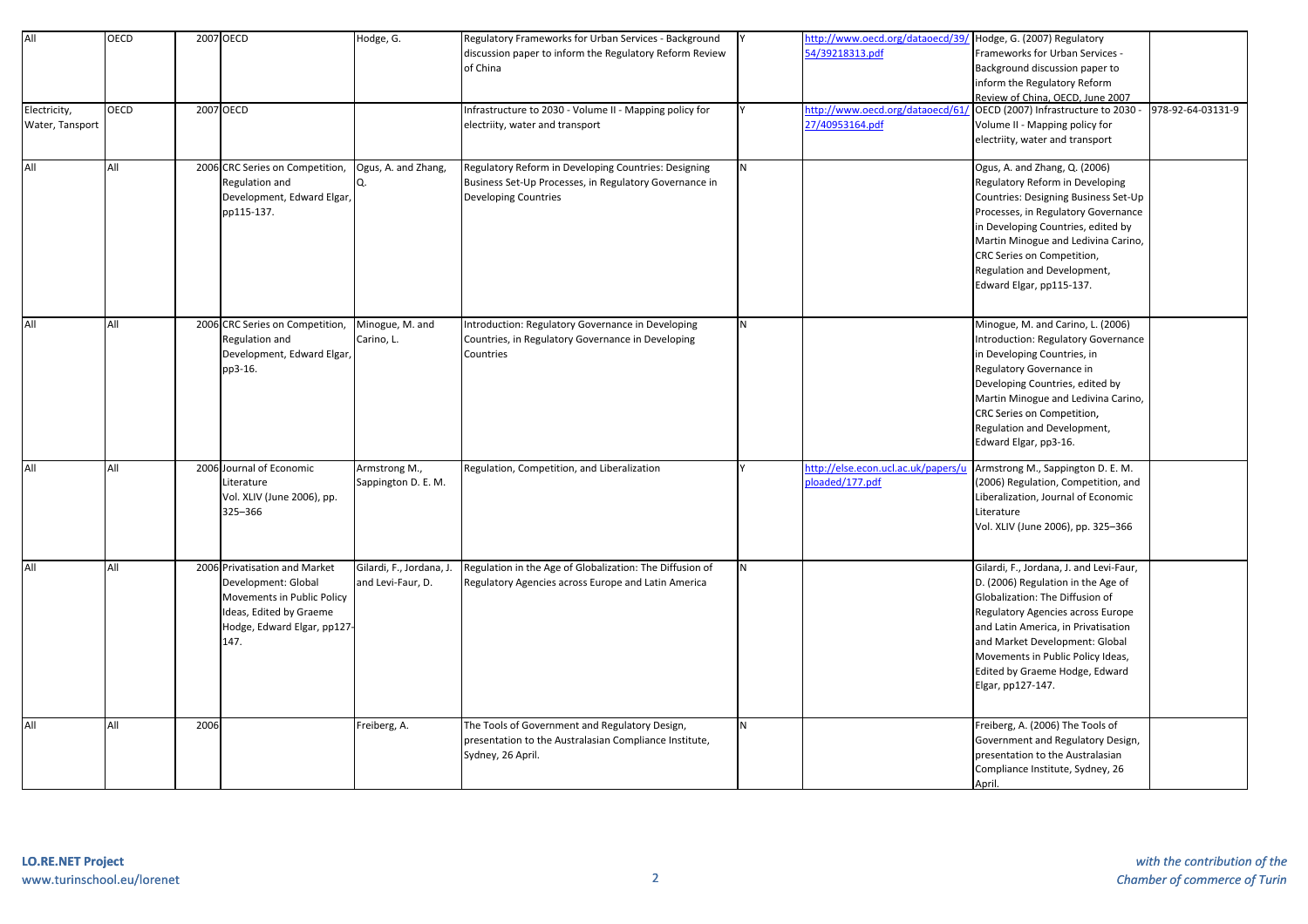| All | OECD | 2007 | OECD | Hodge, G. | Regulatory Frameworks for Urban Services - Background discussion paper to inform the Regulatory Reform Review of China | Y | http://www.oecd.org/dataoecd/39/54/39218313.pdf | Hodge, G. (2007) Regulatory Frameworks for Urban Services - Background discussion paper to inform the Regulatory Reform Review of China, OECD, June 2007 | |
|---|---|---|---|---|---|---|---|---|---|
| Electricity, Water, Tansport | OECD | 2007 | OECD | | Infrastructure to 2030 - Volume II - Mapping policy for electriity, water and transport | Y | http://www.oecd.org/dataoecd/61/27/40953164.pdf | OECD (2007) Infrastructure to 2030 - Volume II - Mapping policy for electriity, water and transport | 978-92-64-03131-9 |
| All | All | 2006 | CRC Series on Competition, Regulation and Development, Edward Elgar, pp115-137. | Ogus, A. and Zhang, Q. | Regulatory Reform in Developing Countries: Designing Business Set-Up Processes, in Regulatory Governance in Developing Countries | N | | Ogus, A. and Zhang, Q. (2006) Regulatory Reform in Developing Countries: Designing Business Set-Up Processes, in Regulatory Governance in Developing Countries, edited by Martin Minogue and Ledivina Carino, CRC Series on Competition, Regulation and Development, Edward Elgar, pp115-137. | |
| All | All | 2006 | CRC Series on Competition, Regulation and Development, Edward Elgar, pp3-16. | Minogue, M. and Carino, L. | Introduction: Regulatory Governance in Developing Countries, in Regulatory Governance in Developing Countries | N | | Minogue, M. and Carino, L. (2006) Introduction: Regulatory Governance in Developing Countries, in Regulatory Governance in Developing Countries, edited by Martin Minogue and Ledivina Carino, CRC Series on Competition, Regulation and Development, Edward Elgar, pp3-16. | |
| All | All | 2006 | Journal of Economic Literature Vol. XLIV (June 2006), pp. 325–366 | Armstrong M., Sappington D. E. M. | Regulation, Competition, and Liberalization | Y | http://else.econ.ucl.ac.uk/papers/uploaded/177.pdf | Armstrong M., Sappington D. E. M. (2006) Regulation, Competition, and Liberalization, Journal of Economic Literature Vol. XLIV (June 2006), pp. 325–366 | |
| All | All | 2006 | Privatisation and Market Development: Global Movements in Public Policy Ideas, Edited by Graeme Hodge, Edward Elgar, pp127-147. | Gilardi, F., Jordana, J. and Levi-Faur, D. | Regulation in the Age of Globalization: The Diffusion of Regulatory Agencies across Europe and Latin America | N | | Gilardi, F., Jordana, J. and Levi-Faur, D. (2006) Regulation in the Age of Globalization: The Diffusion of Regulatory Agencies across Europe and Latin America, in Privatisation and Market Development: Global Movements in Public Policy Ideas, Edited by Graeme Hodge, Edward Elgar, pp127-147. | |
| All | All | 2006 | | Freiberg, A. | The Tools of Government and Regulatory Design, presentation to the Australasian Compliance Institute, Sydney, 26 April. | N | | Freiberg, A. (2006) The Tools of Government and Regulatory Design, presentation to the Australasian Compliance Institute, Sydney, 26 April. | |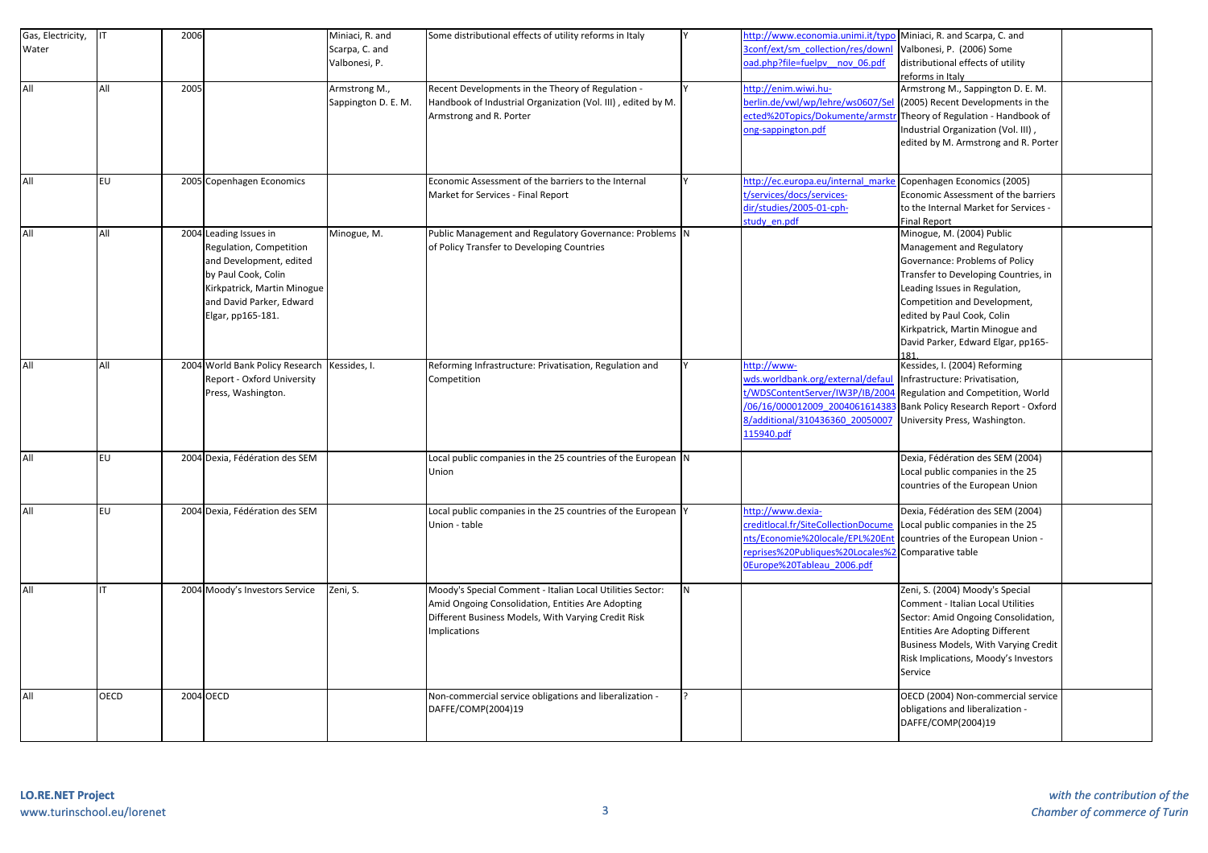| | | | | | | | | | |
|---|---|---|---|---|---|---|---|---|---|
| Gas, Electricity, Water | IT | 2006 | | Miniaci, R. and Scarpa, C. and Valbonesi, P. | Some distributional effects of utility reforms in Italy | Y | http://www.economia.unimi.it/typo3conf/ext/sm_collection/res/download.php?file=fuelpv__nov_06.pdf | Miniaci, R. and Scarpa, C. and Valbonesi, P. (2006) Some distributional effects of utility reforms in Italy | |
| All | All | 2005 | | Armstrong M., Sappington D. E. M. | Recent Developments in the Theory of Regulation - Handbook of Industrial Organization (Vol. III) , edited by M. Armstrong and R. Porter | Y | http://enim.wiwi.hu-berlin.de/vwl/wp/lehre/ws0607/Selected%20Topics/Dokumente/armstrong-sappington.pdf | Armstrong M., Sappington D. E. M. (2005) Recent Developments in the Theory of Regulation - Handbook of Industrial Organization (Vol. III) , edited by M. Armstrong and R. Porter | |
| All | EU | 2005 | Copenhagen Economics | | Economic Assessment of the barriers to the Internal Market for Services - Final Report | Y | http://ec.europa.eu/internal_market/services/docs/services-dir/studies/2005-01-cph-study_en.pdf | Copenhagen Economics (2005) Economic Assessment of the barriers to the Internal Market for Services - Final Report | |
| All | All | 2004 | Leading Issues in Regulation, Competition and Development, edited by Paul Cook, Colin Kirkpatrick, Martin Minogue and David Parker, Edward Elgar, pp165-181. | Minogue, M. | Public Management and Regulatory Governance: Problems of Policy Transfer to Developing Countries | N | | Minogue, M. (2004) Public Management and Regulatory Governance: Problems of Policy Transfer to Developing Countries, in Leading Issues in Regulation, Competition and Development, edited by Paul Cook, Colin Kirkpatrick, Martin Minogue and David Parker, Edward Elgar, pp165-181. | |
| All | All | 2004 | World Bank Policy Research Report - Oxford University Press, Washington. | Kessides, I. | Reforming Infrastructure: Privatisation, Regulation and Competition | Y | http://www-wds.worldbank.org/external/default/WDSContentServer/IW3P/IB/2004/06/16/000012009_20040616143838/additional/310436360_20050007115940.pdf | Kessides, I. (2004) Reforming Infrastructure: Privatisation, Regulation and Competition, World Bank Policy Research Report - Oxford University Press, Washington. | |
| All | EU | 2004 | Dexia, Fédération des SEM | | Local public companies in the 25 countries of the European Union | N | | Dexia, Fédération des SEM (2004) Local public companies in the 25 countries of the European Union | |
| All | EU | 2004 | Dexia, Fédération des SEM | | Local public companies in the 25 countries of the European Union - table | Y | http://www.dexia-creditlocal.fr/SiteCollectionDocuments/Economie%20locale/EPL%20Entreprises%20Publiques%20Locales%20Europe%20Tableau_2006.pdf | Dexia, Fédération des SEM (2004) Local public companies in the 25 countries of the European Union - Comparative table | |
| All | IT | 2004 | Moody's Investors Service | Zeni, S. | Moody's Special Comment - Italian Local Utilities Sector: Amid Ongoing Consolidation, Entities Are Adopting Different Business Models, With Varying Credit Risk Implications | N | | Zeni, S. (2004) Moody's Special Comment - Italian Local Utilities Sector: Amid Ongoing Consolidation, Entities Are Adopting Different Business Models, With Varying Credit Risk Implications, Moody's Investors Service | |
| All | OECD | 2004 | OECD | | Non-commercial service obligations and liberalization - DAFFE/COMP(2004)19 | ? | | OECD (2004) Non-commercial service obligations and liberalization - DAFFE/COMP(2004)19 | |

**LO.RE.NET Project**
www.turinschool.eu/lorenet

*with the contribution of the Chamber of commerce of Turin*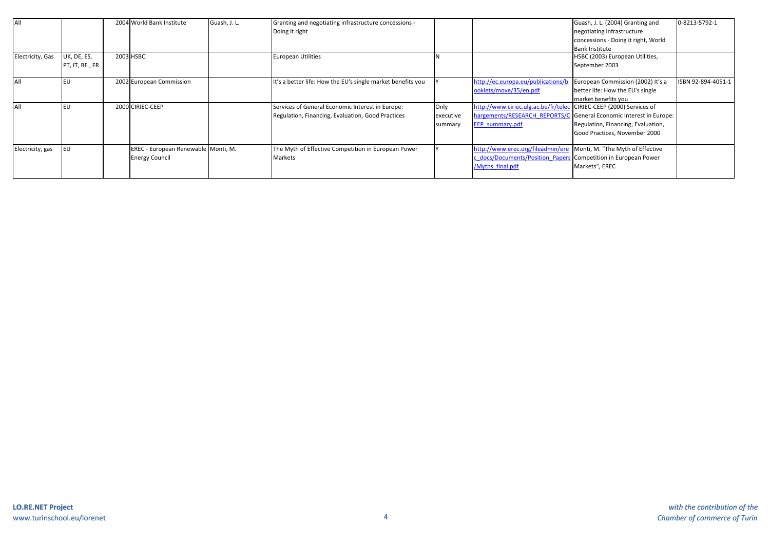| | | | | | | | | | |
|---|---|---|---|---|---|---|---|---|---|
| All | | 2004 | World Bank Institute | Guash, J. L. | Granting and negotiating infrastructure concessions - Doing it right | | | Guash, J. L. (2004) Granting and negotiating infrastructure concessions - Doing it right, World Bank Institute | 0-8213-5792-1 |
| Electricity, Gas | UK, DE, ES, PT, IT, BE , FR | 2003 | HSBC | | European Utilities | N | | HSBC (2003) European Utilities, September 2003 | |
| All | EU | 2002 | European Commission | | It's a better life: How the EU's single market benefits you | Y | http://ec.europa.eu/publications/booklets/move/35/en.pdf | European Commission (2002) It's a better life: How the EU's single market benefits you | ISBN 92-894-4051-1 |
| All | EU | 2000 | CIRIEC-CEEP | | Services of General Economic Interest in Europe: Regulation, Financing, Evaluation, Good Practices | Only executive summary | http://www.ciriec.ulg.ac.be/fr/telechargements/RESEARCH_REPORTS/CEEP_summary.pdf | CIRIEC-CEEP (2000) Services of General Economic Interest in Europe: Regulation, Financing, Evaluation, Good Practices, November 2000 | |
| Electricity, gas | EU | | EREC - European Renewable Energy Council | Monti, M. | The Myth of Effective Competition in European Power Markets | Y | http://www.erec.org/fileadmin/erec_docs/Documents/Position_Papers/Myths_final.pdf | Monti, M. "The Myth of Effective Competition in European Power Markets", EREC | |

**LO.RE.NET Project**
www.turinschool.eu/lorenet

*with the contribution of the Chamber of commerce of Turin*